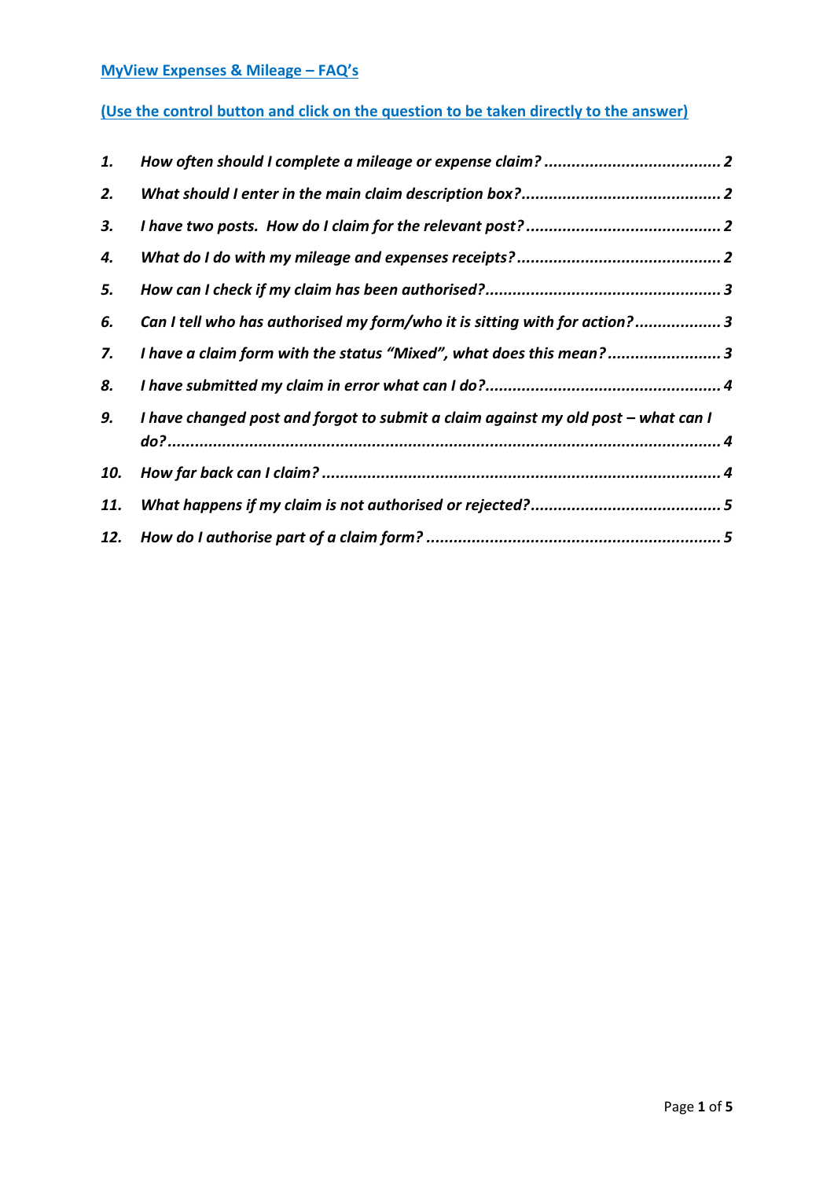**MyView Expenses & Mileage – FAQ's**

**(Use the control button and click on the question to be taken directly to the answer)**

1. *How often should I complete a mileage or expense claim?* ....................................... 2
2. *What should I enter in the main claim description box?* ........................................... 2
3. *I have two posts. How do I claim for the relevant post?* ........................................... 2
4. *What do I do with my mileage and expenses receipts?* ............................................. 2
5. *How can I check if my claim has been authorised?* ................................................... 3
6. *Can I tell who has authorised my form/who it is sitting with for action?* ................... 3
7. *I have a claim form with the status "Mixed", what does this mean?* ......................... 3
8. *I have submitted my claim in error what can I do?* ................................................... 4
9. *I have changed post and forgot to submit a claim against my old post – what can I do?* ....................................................................................................................... 4
10. *How far back can I claim?* ....................................................................................... 4
11. *What happens if my claim is not authorised or rejected?* ......................................... 5
12. *How do I authorise part of a claim form?* ................................................................. 5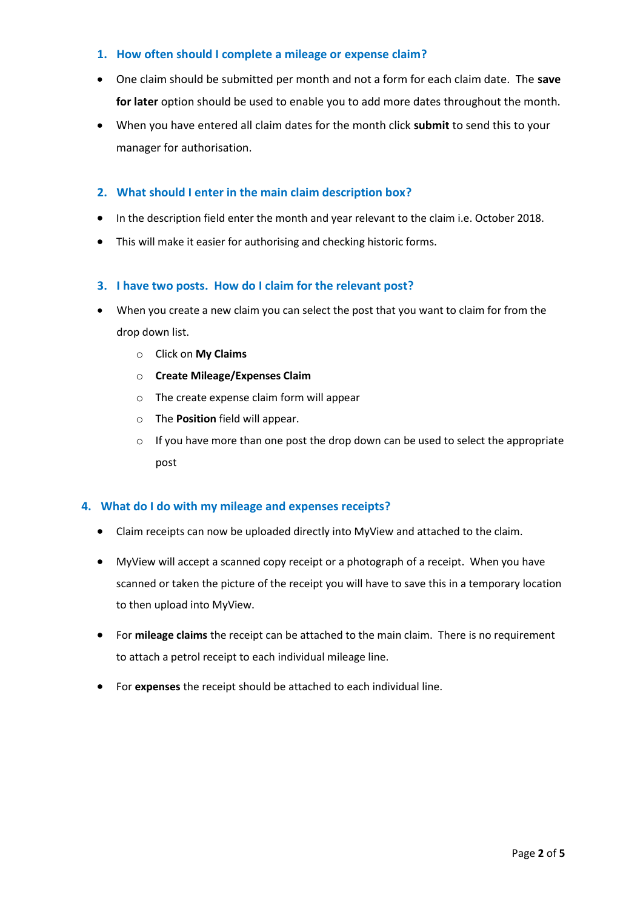## 1. How often should I complete a mileage or expense claim?

- One claim should be submitted per month and not a form for each claim date. The **save for later** option should be used to enable you to add more dates throughout the month.
- When you have entered all claim dates for the month click **submit** to send this to your manager for authorisation.

## 2. What should I enter in the main claim description box?

- In the description field enter the month and year relevant to the claim i.e. October 2018.
- This will make it easier for authorising and checking historic forms.

## 3. I have two posts. How do I claim for the relevant post?

- When you create a new claim you can select the post that you want to claim for from the drop down list.
    - Click on **My Claims**
    - **Create Mileage/Expenses Claim**
    - The create expense claim form will appear
    - The **Position** field will appear.
    - If you have more than one post the drop down can be used to select the appropriate post

## 4. What do I do with my mileage and expenses receipts?

- Claim receipts can now be uploaded directly into MyView and attached to the claim.
- MyView will accept a scanned copy receipt or a photograph of a receipt. When you have scanned or taken the picture of the receipt you will have to save this in a temporary location to then upload into MyView.
- For **mileage claims** the receipt can be attached to the main claim. There is no requirement to attach a petrol receipt to each individual mileage line.
- For **expenses** the receipt should be attached to each individual line.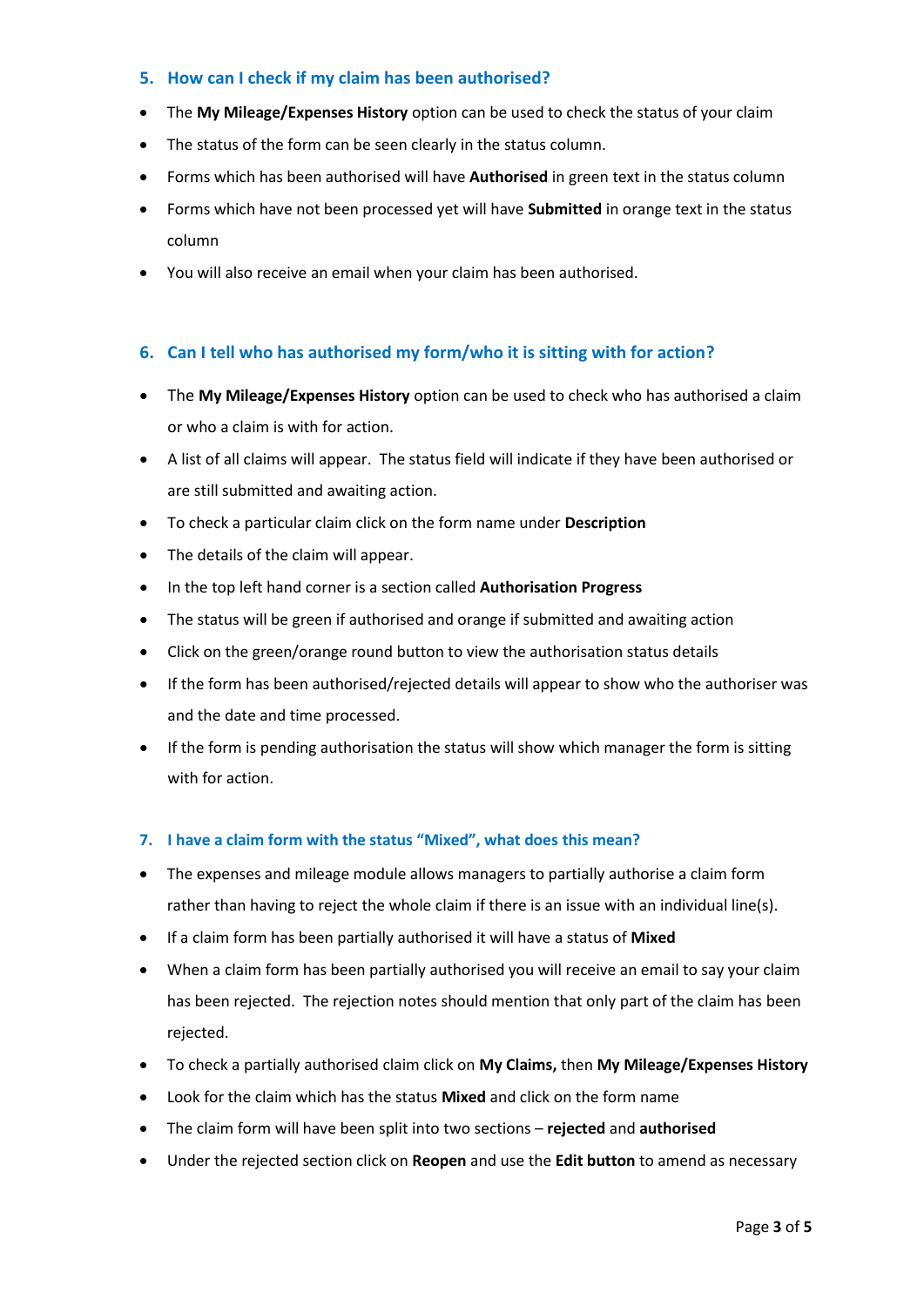### 5. How can I check if my claim has been authorised?

- The **My Mileage/Expenses History** option can be used to check the status of your claim
- The status of the form can be seen clearly in the status column.
- Forms which has been authorised will have **Authorised** in green text in the status column
- Forms which have not been processed yet will have **Submitted** in orange text in the status column
- You will also receive an email when your claim has been authorised.

### 6. Can I tell who has authorised my form/who it is sitting with for action?

- The **My Mileage/Expenses History** option can be used to check who has authorised a claim or who a claim is with for action.
- A list of all claims will appear. The status field will indicate if they have been authorised or are still submitted and awaiting action.
- To check a particular claim click on the form name under **Description**
- The details of the claim will appear.
- In the top left hand corner is a section called **Authorisation Progress**
- The status will be green if authorised and orange if submitted and awaiting action
- Click on the green/orange round button to view the authorisation status details
- If the form has been authorised/rejected details will appear to show who the authoriser was and the date and time processed.
- If the form is pending authorisation the status will show which manager the form is sitting with for action.

### 7. I have a claim form with the status "Mixed", what does this mean?

- The expenses and mileage module allows managers to partially authorise a claim form rather than having to reject the whole claim if there is an issue with an individual line(s).
- If a claim form has been partially authorised it will have a status of **Mixed**
- When a claim form has been partially authorised you will receive an email to say your claim has been rejected. The rejection notes should mention that only part of the claim has been rejected.
- To check a partially authorised claim click on **My Claims,** then **My Mileage/Expenses History**
- Look for the claim which has the status **Mixed** and click on the form name
- The claim form will have been split into two sections – **rejected** and **authorised**
- Under the rejected section click on **Reopen** and use the **Edit button** to amend as necessary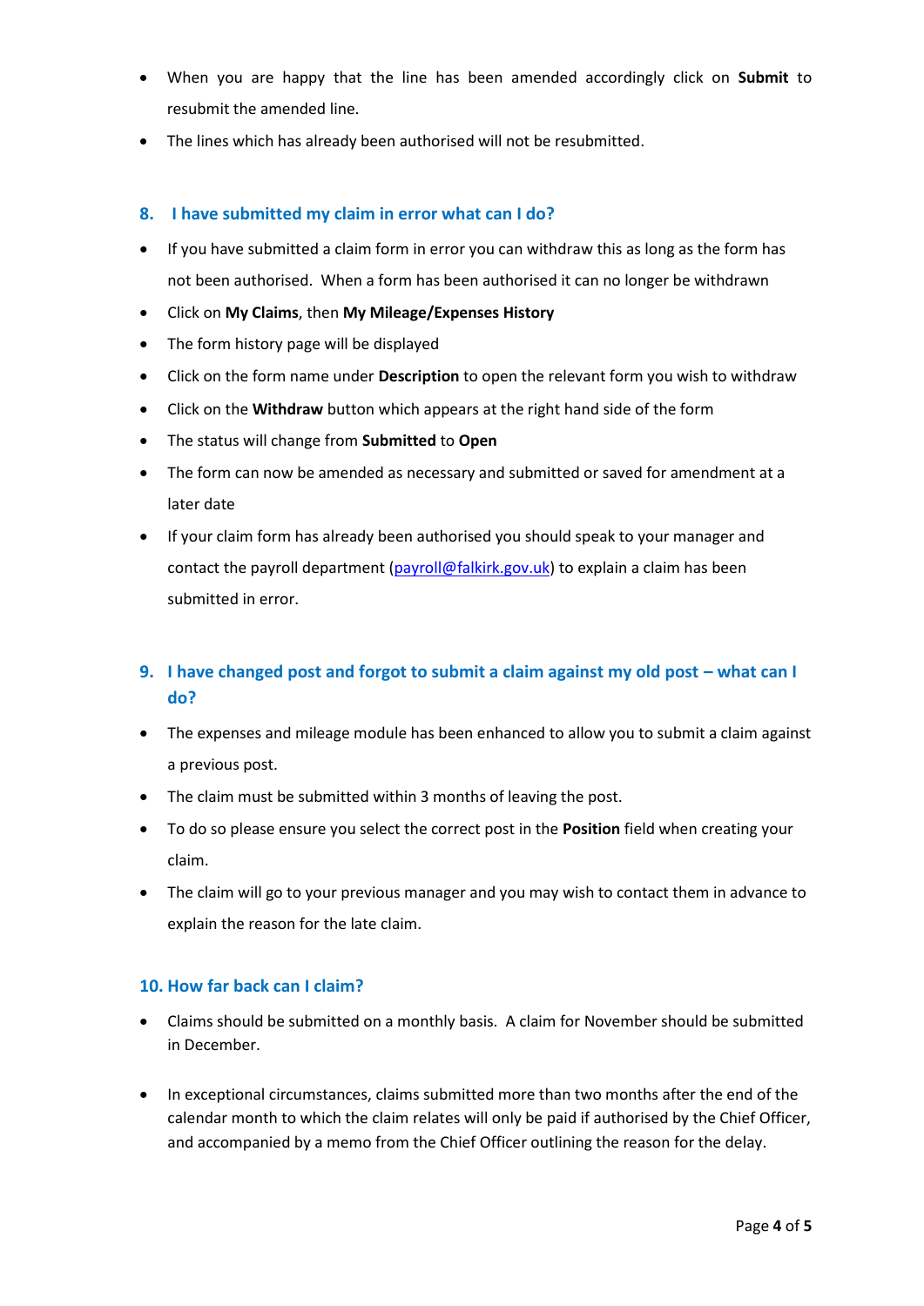- When you are happy that the line has been amended accordingly click on **Submit** to resubmit the amended line.
- The lines which has already been authorised will not be resubmitted.

## 8. I have submitted my claim in error what can I do?

- If you have submitted a claim form in error you can withdraw this as long as the form has not been authorised. When a form has been authorised it can no longer be withdrawn
- Click on **My Claims**, then **My Mileage/Expenses History**
- The form history page will be displayed
- Click on the form name under **Description** to open the relevant form you wish to withdraw
- Click on the **Withdraw** button which appears at the right hand side of the form
- The status will change from **Submitted** to **Open**
- The form can now be amended as necessary and submitted or saved for amendment at a later date
- If your claim form has already been authorised you should speak to your manager and contact the payroll department (payroll@falkirk.gov.uk) to explain a claim has been submitted in error.

## 9. I have changed post and forgot to submit a claim against my old post – what can I do?

- The expenses and mileage module has been enhanced to allow you to submit a claim against a previous post.
- The claim must be submitted within 3 months of leaving the post.
- To do so please ensure you select the correct post in the **Position** field when creating your claim.
- The claim will go to your previous manager and you may wish to contact them in advance to explain the reason for the late claim.

## 10. How far back can I claim?

- Claims should be submitted on a monthly basis. A claim for November should be submitted in December.
- In exceptional circumstances, claims submitted more than two months after the end of the calendar month to which the claim relates will only be paid if authorised by the Chief Officer, and accompanied by a memo from the Chief Officer outlining the reason for the delay.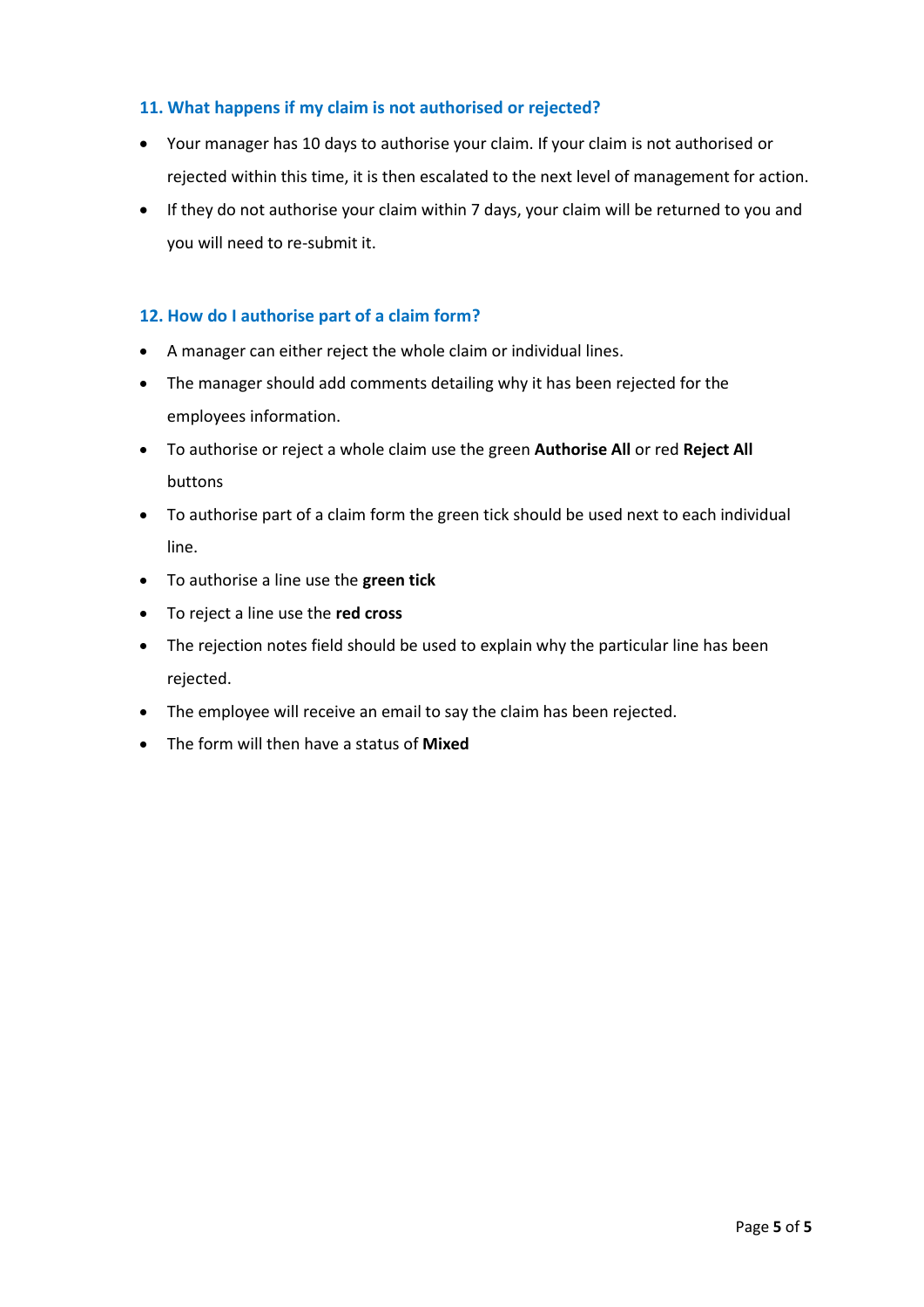### 11. What happens if my claim is not authorised or rejected?

- Your manager has 10 days to authorise your claim. If your claim is not authorised or rejected within this time, it is then escalated to the next level of management for action.
- If they do not authorise your claim within 7 days, your claim will be returned to you and you will need to re-submit it.

### 12. How do I authorise part of a claim form?

- A manager can either reject the whole claim or individual lines.
- The manager should add comments detailing why it has been rejected for the employees information.
- To authorise or reject a whole claim use the green **Authorise All** or red **Reject All** buttons
- To authorise part of a claim form the green tick should be used next to each individual line.
- To authorise a line use the **green tick**
- To reject a line use the **red cross**
- The rejection notes field should be used to explain why the particular line has been rejected.
- The employee will receive an email to say the claim has been rejected.
- The form will then have a status of **Mixed**